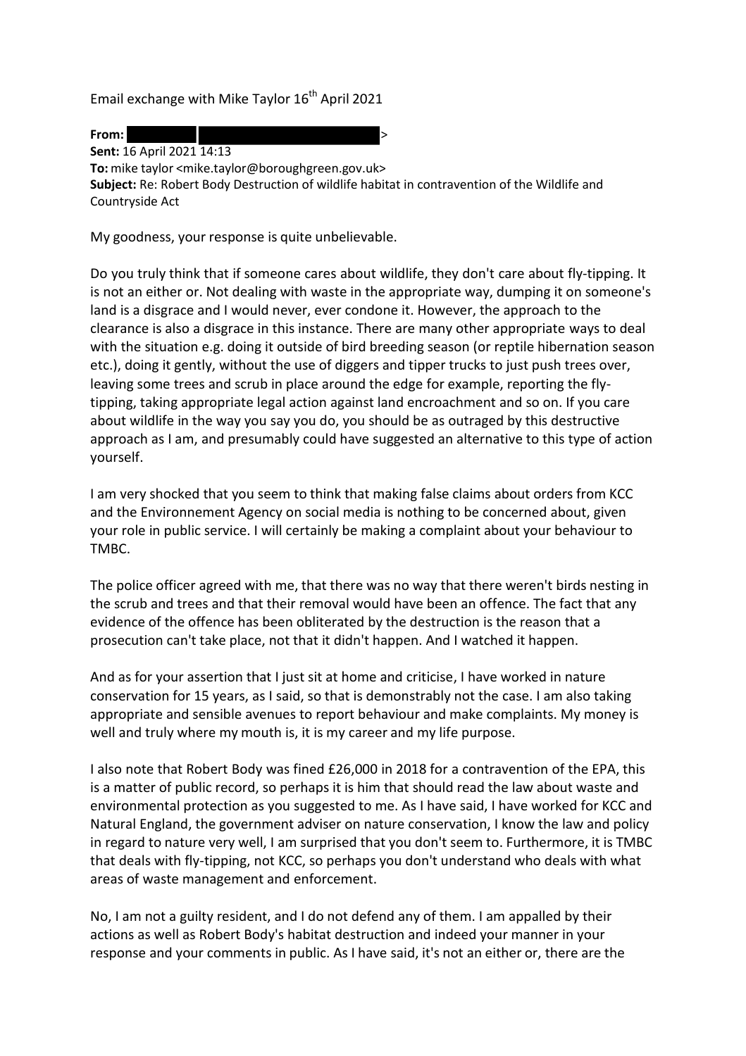Email exchange with Mike Taylor 16th April 2021

**From:** >
**Sent:** 16 April 2021 14:13
**To:** mike taylor <mike.taylor@boroughgreen.gov.uk>
**Subject:** Re: Robert Body Destruction of wildlife habitat in contravention of the Wildlife and Countryside Act

My goodness, your response is quite unbelievable.

Do you truly think that if someone cares about wildlife, they don't care about fly-tipping. It is not an either or. Not dealing with waste in the appropriate way, dumping it on someone's land is a disgrace and I would never, ever condone it. However, the approach to the clearance is also a disgrace in this instance. There are many other appropriate ways to deal with the situation e.g. doing it outside of bird breeding season (or reptile hibernation season etc.), doing it gently, without the use of diggers and tipper trucks to just push trees over, leaving some trees and scrub in place around the edge for example, reporting the fly-tipping, taking appropriate legal action against land encroachment and so on. If you care about wildlife in the way you say you do, you should be as outraged by this destructive approach as I am, and presumably could have suggested an alternative to this type of action yourself.

I am very shocked that you seem to think that making false claims about orders from KCC and the Environnement Agency on social media is nothing to be concerned about, given your role in public service. I will certainly be making a complaint about your behaviour to TMBC.

The police officer agreed with me, that there was no way that there weren't birds nesting in the scrub and trees and that their removal would have been an offence. The fact that any evidence of the offence has been obliterated by the destruction is the reason that a prosecution can't take place, not that it didn't happen. And I watched it happen.

And as for your assertion that I just sit at home and criticise, I have worked in nature conservation for 15 years, as I said, so that is demonstrably not the case. I am also taking appropriate and sensible avenues to report behaviour and make complaints. My money is well and truly where my mouth is, it is my career and my life purpose.

I also note that Robert Body was fined £26,000 in 2018 for a contravention of the EPA, this is a matter of public record, so perhaps it is him that should read the law about waste and environmental protection as you suggested to me. As I have said, I have worked for KCC and Natural England, the government adviser on nature conservation, I know the law and policy in regard to nature very well, I am surprised that you don't seem to. Furthermore, it is TMBC that deals with fly-tipping, not KCC, so perhaps you don't understand who deals with what areas of waste management and enforcement.

No, I am not a guilty resident, and I do not defend any of them. I am appalled by their actions as well as Robert Body's habitat destruction and indeed your manner in your response and your comments in public. As I have said, it's not an either or, there are the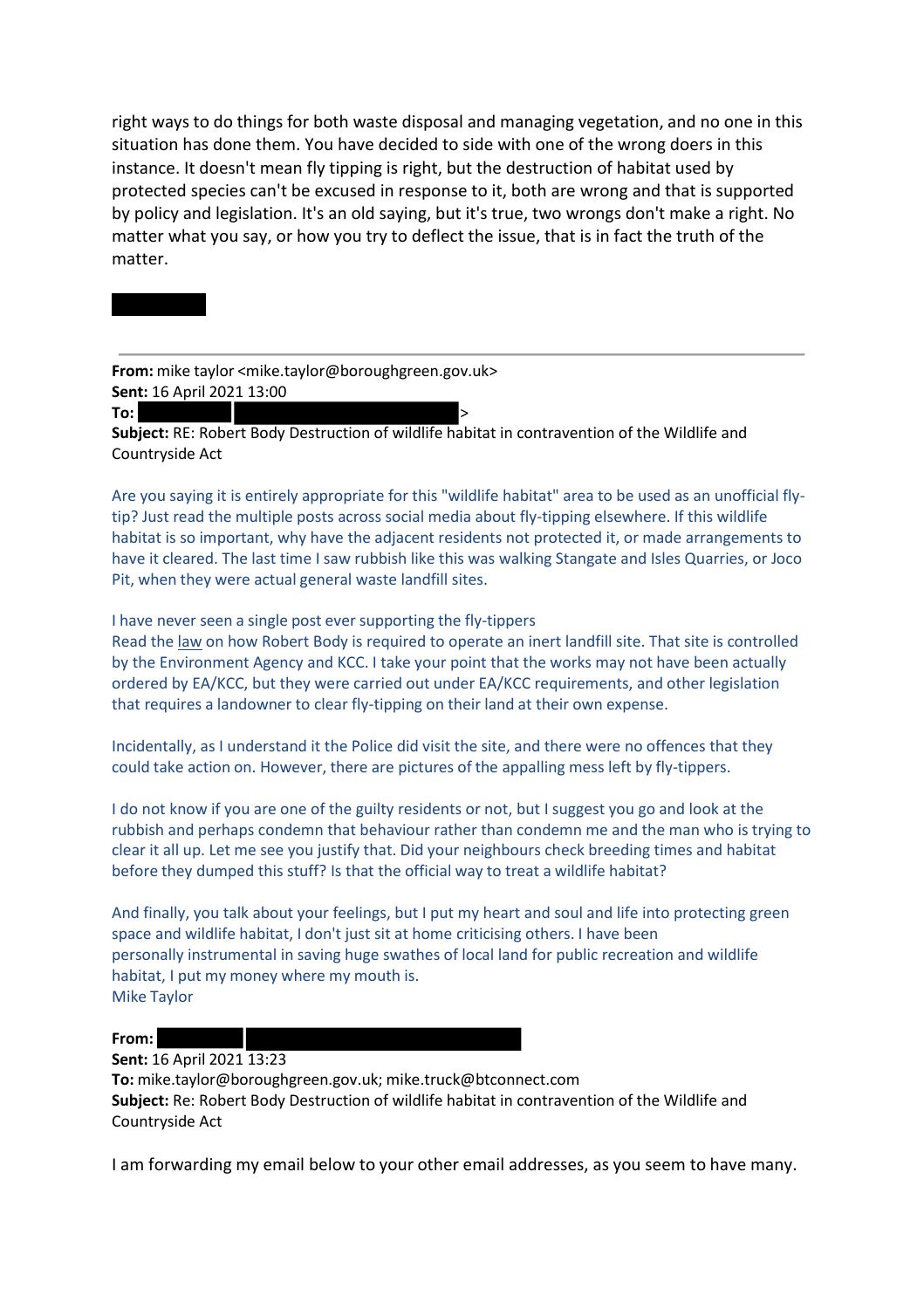right ways to do things for both waste disposal and managing vegetation, and no one in this situation has done them. You have decided to side with one of the wrong doers in this instance. It doesn't mean fly tipping is right, but the destruction of habitat used by protected species can't be excused in response to it, both are wrong and that is supported by policy and legislation. It's an old saying, but it's true, two wrongs don't make a right. No matter what you say, or how you try to deflect the issue, that is in fact the truth of the matter.

---

**From:** mike taylor <mike.taylor@boroughgreen.gov.uk>
**Sent:** 16 April 2021 13:00
**To:** >
**Subject:** RE: Robert Body Destruction of wildlife habitat in contravention of the Wildlife and Countryside Act

Are you saying it is entirely appropriate for this "wildlife habitat" area to be used as an unofficial fly-tip? Just read the multiple posts across social media about fly-tipping elsewhere. If this wildlife habitat is so important, why have the adjacent residents not protected it, or made arrangements to have it cleared. The last time I saw rubbish like this was walking Stangate and Isles Quarries, or Joco Pit, when they were actual general waste landfill sites.

I have never seen a single post ever supporting the fly-tippers
Read the law on how Robert Body is required to operate an inert landfill site. That site is controlled by the Environment Agency and KCC. I take your point that the works may not have been actually ordered by EA/KCC, but they were carried out under EA/KCC requirements, and other legislation that requires a landowner to clear fly-tipping on their land at their own expense.

Incidentally, as I understand it the Police did visit the site, and there were no offences that they could take action on. However, there are pictures of the appalling mess left by fly-tippers.

I do not know if you are one of the guilty residents or not, but I suggest you go and look at the rubbish and perhaps condemn that behaviour rather than condemn me and the man who is trying to clear it all up. Let me see you justify that. Did your neighbours check breeding times and habitat before they dumped this stuff? Is that the official way to treat a wildlife habitat?

And finally, you talk about your feelings, but I put my heart and soul and life into protecting green space and wildlife habitat, I don't just sit at home criticising others. I have been personally instrumental in saving huge swathes of local land for public recreation and wildlife habitat, I put my money where my mouth is.
Mike Taylor

**From:**
**Sent:** 16 April 2021 13:23
**To:** mike.taylor@boroughgreen.gov.uk; mike.truck@btconnect.com
**Subject:** Re: Robert Body Destruction of wildlife habitat in contravention of the Wildlife and Countryside Act

I am forwarding my email below to your other email addresses, as you seem to have many.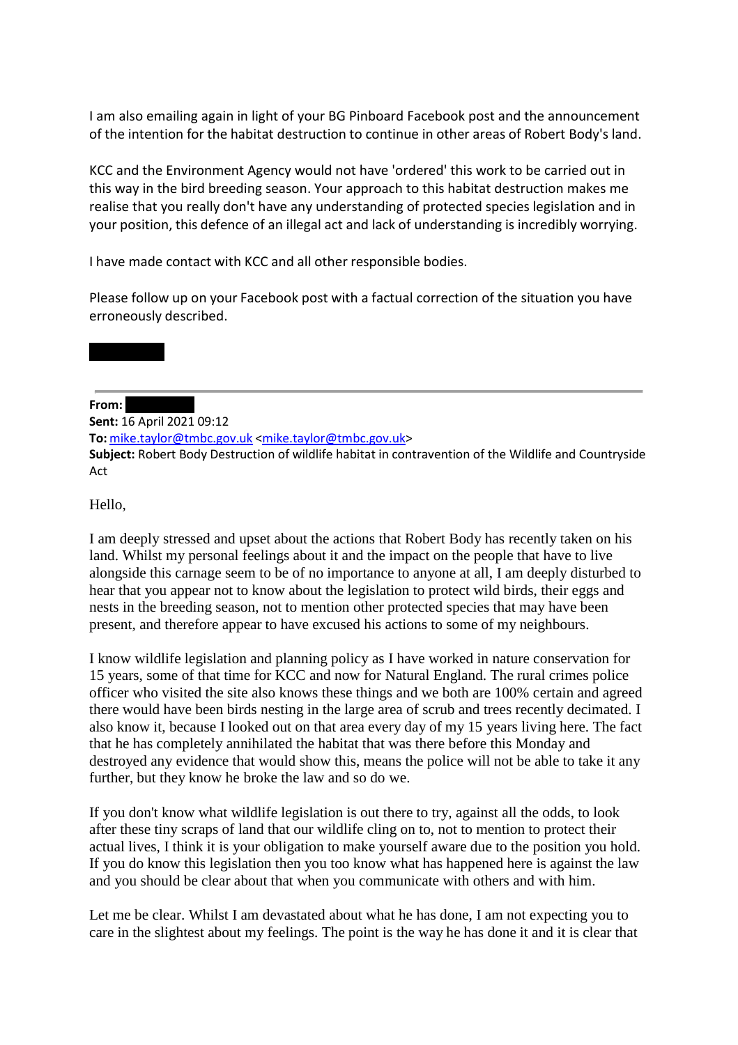I am also emailing again in light of your BG Pinboard Facebook post and the announcement of the intention for the habitat destruction to continue in other areas of Robert Body's land.

KCC and the Environment Agency would not have 'ordered' this work to be carried out in this way in the bird breeding season. Your approach to this habitat destruction makes me realise that you really don't have any understanding of protected species legislation and in your position, this defence of an illegal act and lack of understanding is incredibly worrying.

I have made contact with KCC and all other responsible bodies.

Please follow up on your Facebook post with a factual correction of the situation you have erroneously described.

---

**From:**
**Sent:** 16 April 2021 09:12
**To:** mike.taylor@tmbc.gov.uk <mike.taylor@tmbc.gov.uk>
**Subject:** Robert Body Destruction of wildlife habitat in contravention of the Wildlife and Countryside Act

Hello,

I am deeply stressed and upset about the actions that Robert Body has recently taken on his land. Whilst my personal feelings about it and the impact on the people that have to live alongside this carnage seem to be of no importance to anyone at all, I am deeply disturbed to hear that you appear not to know about the legislation to protect wild birds, their eggs and nests in the breeding season, not to mention other protected species that may have been present, and therefore appear to have excused his actions to some of my neighbours.

I know wildlife legislation and planning policy as I have worked in nature conservation for 15 years, some of that time for KCC and now for Natural England. The rural crimes police officer who visited the site also knows these things and we both are 100% certain and agreed there would have been birds nesting in the large area of scrub and trees recently decimated. I also know it, because I looked out on that area every day of my 15 years living here. The fact that he has completely annihilated the habitat that was there before this Monday and destroyed any evidence that would show this, means the police will not be able to take it any further, but they know he broke the law and so do we.

If you don't know what wildlife legislation is out there to try, against all the odds, to look after these tiny scraps of land that our wildlife cling on to, not to mention to protect their actual lives, I think it is your obligation to make yourself aware due to the position you hold. If you do know this legislation then you too know what has happened here is against the law and you should be clear about that when you communicate with others and with him.

Let me be clear. Whilst I am devastated about what he has done, I am not expecting you to care in the slightest about my feelings. The point is the way he has done it and it is clear that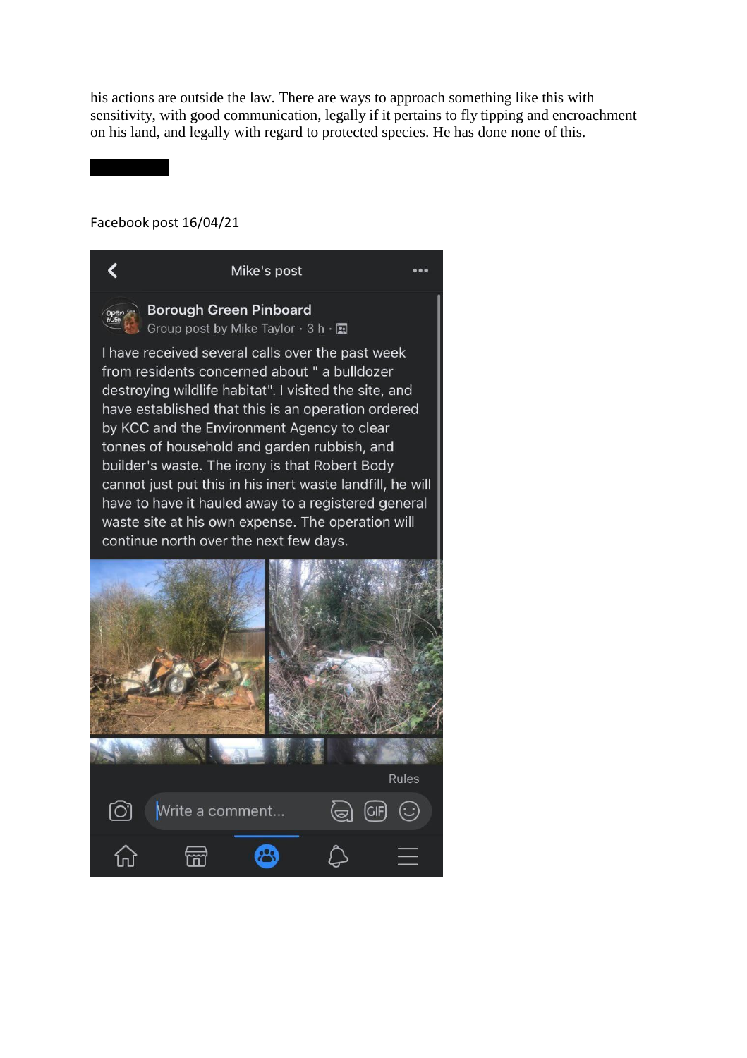his actions are outside the law. There are ways to approach something like this with sensitivity, with good communication, legally if it pertains to fly tipping and encroachment on his land, and legally with regard to protected species. He has done none of this.

Facebook post 16/04/21

Mike's post

Borough Green Pinboard
Group post by Mike Taylor · 3 h ·

I have received several calls over the past week from residents concerned about " a bulldozer destroying wildlife habitat". I visited the site, and have established that this is an operation ordered by KCC and the Environment Agency to clear tonnes of household and garden rubbish, and builder's waste. The irony is that Robert Body cannot just put this in his inert waste landfill, he will have to have it hauled away to a registered general waste site at his own expense. The operation will continue north over the next few days.

Rules

Write a comment...